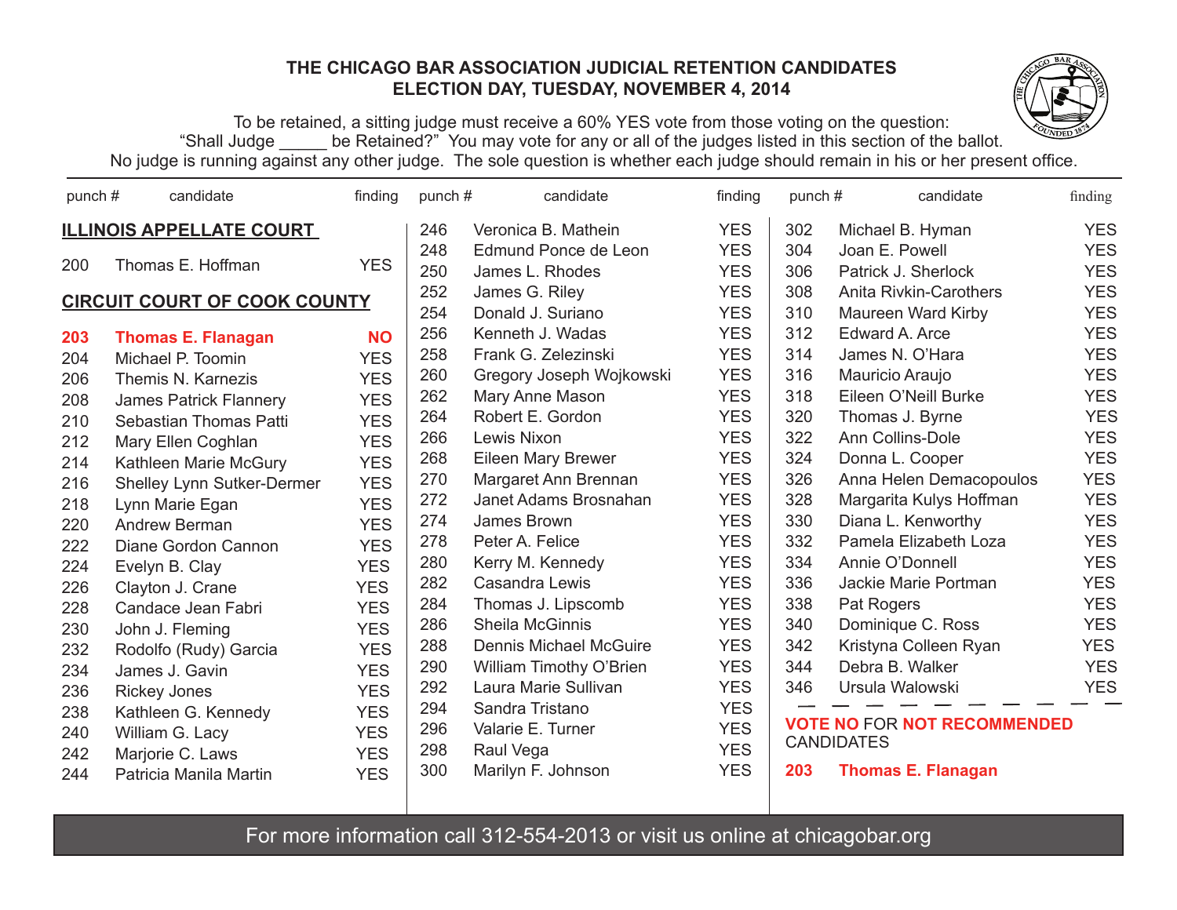# THE CHICAGO BAR ASSOCIATION JUDICIAL RETENTION CANDIDATES
## ELECTION DAY, TUESDAY, NOVEMBER 4, 2014

To be retained, a sitting judge must receive a 60% YES vote from those voting on the question: "Shall Judge _____ be Retained?" You may vote for any or all of the judges listed in this section of the ballot. No judge is running against any other judge. The sole question is whether each judge should remain in his or her present office.

### ILLINOIS APPELLATE COURT

| punch # | candidate | finding |
|---|---|---|
| 200 | Thomas E. Hoffman | YES |

### CIRCUIT COURT OF COOK COUNTY

| punch # | candidate | finding |
|---|---|---|
| **203** | **Thomas E. Flanagan** | **NO** |
| 204 | Michael P. Toomin | YES |
| 206 | Themis N. Karnezis | YES |
| 208 | James Patrick Flannery | YES |
| 210 | Sebastian Thomas Patti | YES |
| 212 | Mary Ellen Coghlan | YES |
| 214 | Kathleen Marie McGury | YES |
| 216 | Shelley Lynn Sutker-Dermer | YES |
| 218 | Lynn Marie Egan | YES |
| 220 | Andrew Berman | YES |
| 222 | Diane Gordon Cannon | YES |
| 224 | Evelyn B. Clay | YES |
| 226 | Clayton J. Crane | YES |
| 228 | Candace Jean Fabri | YES |
| 230 | John J. Fleming | YES |
| 232 | Rodolfo (Rudy) Garcia | YES |
| 234 | James J. Gavin | YES |
| 236 | Rickey Jones | YES |
| 238 | Kathleen G. Kennedy | YES |
| 240 | William G. Lacy | YES |
| 242 | Marjorie C. Laws | YES |
| 244 | Patricia Manila Martin | YES |
| 246 | Veronica B. Mathein | YES |
| 248 | Edmund Ponce de Leon | YES |
| 250 | James L. Rhodes | YES |
| 252 | James G. Riley | YES |
| 254 | Donald J. Suriano | YES |
| 256 | Kenneth J. Wadas | YES |
| 258 | Frank G. Zelezinski | YES |
| 260 | Gregory Joseph Wojkowski | YES |
| 262 | Mary Anne Mason | YES |
| 264 | Robert E. Gordon | YES |
| 266 | Lewis Nixon | YES |
| 268 | Eileen Mary Brewer | YES |
| 270 | Margaret Ann Brennan | YES |
| 272 | Janet Adams Brosnahan | YES |
| 274 | James Brown | YES |
| 278 | Peter A. Felice | YES |
| 280 | Kerry M. Kennedy | YES |
| 282 | Casandra Lewis | YES |
| 284 | Thomas J. Lipscomb | YES |
| 286 | Sheila McGinnis | YES |
| 288 | Dennis Michael McGuire | YES |
| 290 | William Timothy O'Brien | YES |
| 292 | Laura Marie Sullivan | YES |
| 294 | Sandra Tristano | YES |
| 296 | Valarie E. Turner | YES |
| 298 | Raul Vega | YES |
| 300 | Marilyn F. Johnson | YES |
| 302 | Michael B. Hyman | YES |
| 304 | Joan E. Powell | YES |
| 306 | Patrick J. Sherlock | YES |
| 308 | Anita Rivkin-Carothers | YES |
| 310 | Maureen Ward Kirby | YES |
| 312 | Edward A. Arce | YES |
| 314 | James N. O'Hara | YES |
| 316 | Mauricio Araujo | YES |
| 318 | Eileen O'Neill Burke | YES |
| 320 | Thomas J. Byrne | YES |
| 322 | Ann Collins-Dole | YES |
| 324 | Donna L. Cooper | YES |
| 326 | Anna Helen Demacopoulos | YES |
| 328 | Margarita Kulys Hoffman | YES |
| 330 | Diana L. Kenworthy | YES |
| 332 | Pamela Elizabeth Loza | YES |
| 334 | Annie O'Donnell | YES |
| 336 | Jackie Marie Portman | YES |
| 338 | Pat Rogers | YES |
| 340 | Dominique C. Ross | YES |
| 342 | Kristyna Colleen Ryan | YES |
| 344 | Debra B. Walker | YES |
| 346 | Ursula Walowski | YES |

**VOTE NO** FOR **NOT RECOMMENDED** CANDIDATES

**203 Thomas E. Flanagan**

For more information call 312-554-2013 or visit us online at chicagobar.org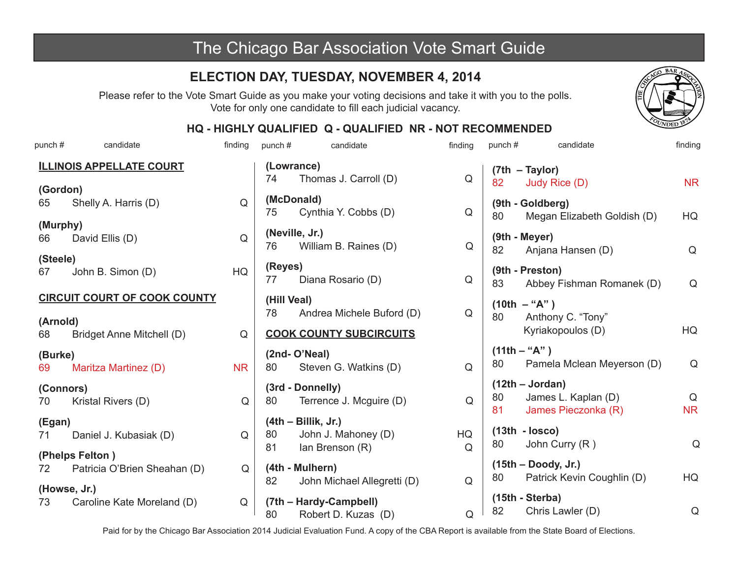# The Chicago Bar Association Vote Smart Guide

## ELECTION DAY, TUESDAY, NOVEMBER 4, 2014

Please refer to the Vote Smart Guide as you make your voting decisions and take it with you to the polls. Vote for only one candidate to fill each judicial vacancy.

**HQ - HIGHLY QUALIFIED Q - QUALIFIED NR - NOT RECOMMENDED**

| punch # | candidate | finding |
|---|---|---|
| **ILLINOIS APPELLATE COURT** | | |
| **(Gordon)** | | |
| 65 | Shelly A. Harris (D) | Q |
| **(Murphy)** | | |
| 66 | David Ellis (D) | Q |
| **(Steele)** | | |
| 67 | John B. Simon (D) | HQ |
| **CIRCUIT COURT OF COOK COUNTY** | | |
| **(Arnold)** | | |
| 68 | Bridget Anne Mitchell (D) | Q |
| **(Burke)** | | |
| 69 | Maritza Martinez (D) | NR |
| **(Connors)** | | |
| 70 | Kristal Rivers (D) | Q |
| **(Egan)** | | |
| 71 | Daniel J. Kubasiak (D) | Q |
| **(Phelps Felton )** | | |
| 72 | Patricia O'Brien Sheahan (D) | Q |
| **(Howse, Jr.)** | | |
| 73 | Caroline Kate Moreland (D) | Q |
| **(Lowrance)** | | |
| 74 | Thomas J. Carroll (D) | Q |
| **(McDonald)** | | |
| 75 | Cynthia Y. Cobbs (D) | Q |
| **(Neville, Jr.)** | | |
| 76 | William B. Raines (D) | Q |
| **(Reyes)** | | |
| 77 | Diana Rosario (D) | Q |
| **(Hill Veal)** | | |
| 78 | Andrea Michele Buford (D) | Q |
| **COOK COUNTY SUBCIRCUITS** | | |
| **(2nd- O'Neal)** | | |
| 80 | Steven G. Watkins (D) | Q |
| **(3rd - Donnelly)** | | |
| 80 | Terrence J. Mcguire (D) | Q |
| **(4th – Billik, Jr.)** | | |
| 80 | John J. Mahoney (D) | HQ |
| 81 | Ian Brenson (R) | Q |
| **(4th - Mulhern)** | | |
| 82 | John Michael Allegretti (D) | Q |
| **(7th – Hardy-Campbell)** | | |
| 80 | Robert D. Kuzas (D) | Q |
| **(7th – Taylor)** | | |
| 82 | Judy Rice (D) | NR |
| **(9th - Goldberg)** | | |
| 80 | Megan Elizabeth Goldish (D) | HQ |
| **(9th - Meyer)** | | |
| 82 | Anjana Hansen (D) | Q |
| **(9th - Preston)** | | |
| 83 | Abbey Fishman Romanek (D) | Q |
| **(10th – "A" )** | | |
| 80 | Anthony C. "Tony" Kyriakopoulos (D) | HQ |
| **(11th – "A" )** | | |
| 80 | Pamela Mclean Meyerson (D) | Q |
| **(12th – Jordan)** | | |
| 80 | James L. Kaplan (D) | Q |
| 81 | James Pieczonka (R) | NR |
| **(13th - Iosco)** | | |
| 80 | John Curry (R ) | Q |
| **(15th – Doody, Jr.)** | | |
| 80 | Patrick Kevin Coughlin (D) | HQ |
| **(15th - Sterba)** | | |
| 82 | Chris Lawler (D) | Q |

Paid for by the Chicago Bar Association 2014 Judicial Evaluation Fund. A copy of the CBA Report is available from the State Board of Elections.